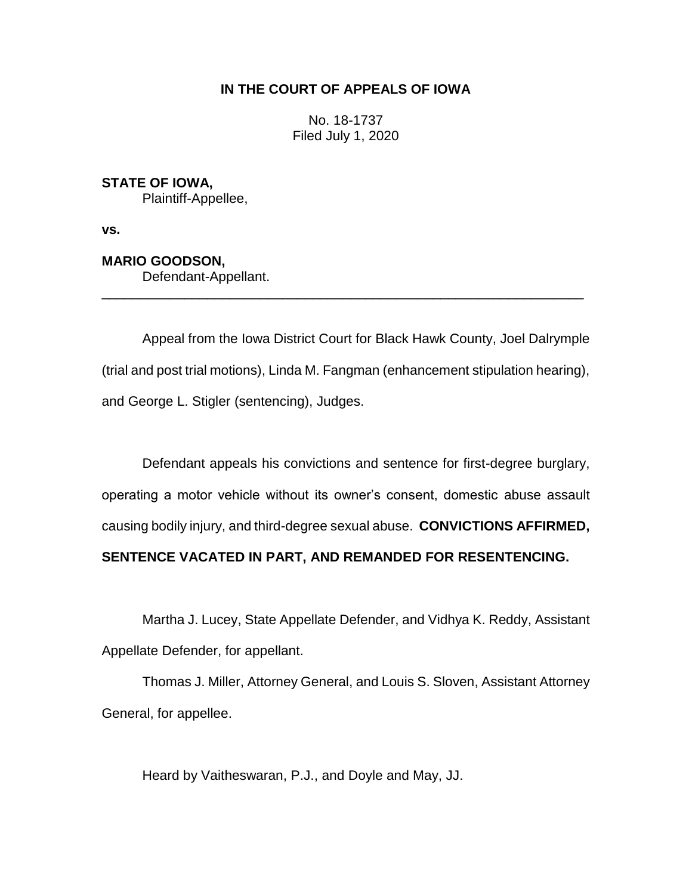**IN THE COURT OF APPEALS OF IOWA**

No. 18-1737
Filed July 1, 2020

**STATE OF IOWA,**
Plaintiff-Appellee,

**vs.**

**MARIO GOODSON,**
Defendant-Appellant.

---

Appeal from the Iowa District Court for Black Hawk County, Joel Dalrymple (trial and post trial motions), Linda M. Fangman (enhancement stipulation hearing), and George L. Stigler (sentencing), Judges.

Defendant appeals his convictions and sentence for first-degree burglary, operating a motor vehicle without its owner's consent, domestic abuse assault causing bodily injury, and third-degree sexual abuse. **CONVICTIONS AFFIRMED, SENTENCE VACATED IN PART, AND REMANDED FOR RESENTENCING.**

Martha J. Lucey, State Appellate Defender, and Vidhya K. Reddy, Assistant Appellate Defender, for appellant.

Thomas J. Miller, Attorney General, and Louis S. Sloven, Assistant Attorney General, for appellee.

Heard by Vaitheswaran, P.J., and Doyle and May, JJ.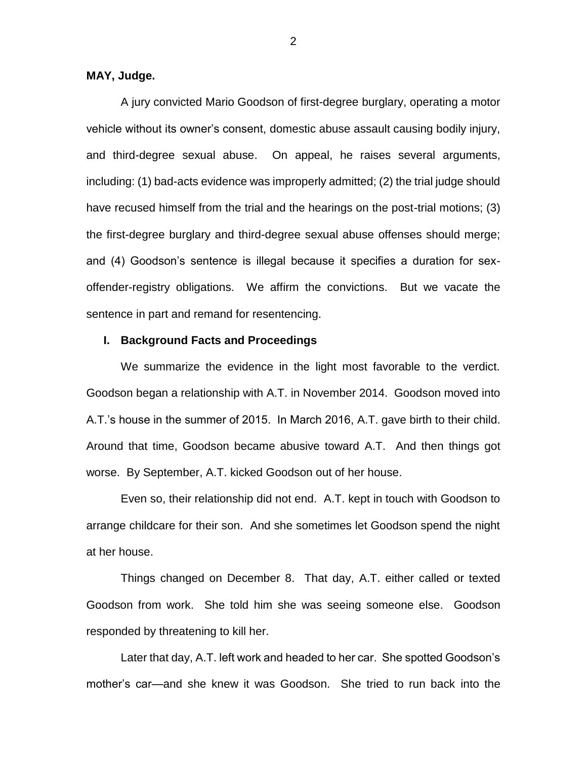**MAY, Judge.**

A jury convicted Mario Goodson of first-degree burglary, operating a motor vehicle without its owner's consent, domestic abuse assault causing bodily injury, and third-degree sexual abuse. On appeal, he raises several arguments, including: (1) bad-acts evidence was improperly admitted; (2) the trial judge should have recused himself from the trial and the hearings on the post-trial motions; (3) the first-degree burglary and third-degree sexual abuse offenses should merge; and (4) Goodson's sentence is illegal because it specifies a duration for sex-offender-registry obligations. We affirm the convictions. But we vacate the sentence in part and remand for resentencing.

## I. Background Facts and Proceedings

We summarize the evidence in the light most favorable to the verdict. Goodson began a relationship with A.T. in November 2014. Goodson moved into A.T.'s house in the summer of 2015. In March 2016, A.T. gave birth to their child. Around that time, Goodson became abusive toward A.T. And then things got worse. By September, A.T. kicked Goodson out of her house.

Even so, their relationship did not end. A.T. kept in touch with Goodson to arrange childcare for their son. And she sometimes let Goodson spend the night at her house.

Things changed on December 8. That day, A.T. either called or texted Goodson from work. She told him she was seeing someone else. Goodson responded by threatening to kill her.

Later that day, A.T. left work and headed to her car. She spotted Goodson's mother's car—and she knew it was Goodson. She tried to run back into the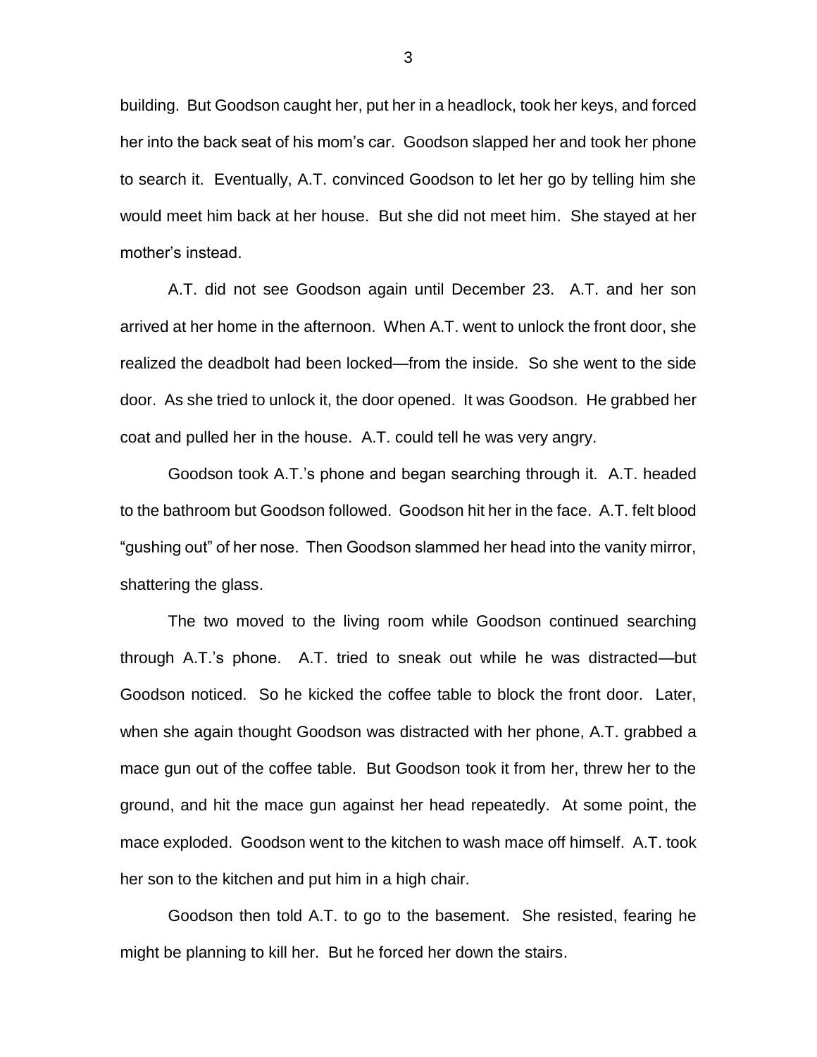building. But Goodson caught her, put her in a headlock, took her keys, and forced her into the back seat of his mom's car. Goodson slapped her and took her phone to search it. Eventually, A.T. convinced Goodson to let her go by telling him she would meet him back at her house. But she did not meet him. She stayed at her mother's instead.

A.T. did not see Goodson again until December 23. A.T. and her son arrived at her home in the afternoon. When A.T. went to unlock the front door, she realized the deadbolt had been locked—from the inside. So she went to the side door. As she tried to unlock it, the door opened. It was Goodson. He grabbed her coat and pulled her in the house. A.T. could tell he was very angry.

Goodson took A.T.'s phone and began searching through it. A.T. headed to the bathroom but Goodson followed. Goodson hit her in the face. A.T. felt blood "gushing out" of her nose. Then Goodson slammed her head into the vanity mirror, shattering the glass.

The two moved to the living room while Goodson continued searching through A.T.'s phone. A.T. tried to sneak out while he was distracted—but Goodson noticed. So he kicked the coffee table to block the front door. Later, when she again thought Goodson was distracted with her phone, A.T. grabbed a mace gun out of the coffee table. But Goodson took it from her, threw her to the ground, and hit the mace gun against her head repeatedly. At some point, the mace exploded. Goodson went to the kitchen to wash mace off himself. A.T. took her son to the kitchen and put him in a high chair.

Goodson then told A.T. to go to the basement. She resisted, fearing he might be planning to kill her. But he forced her down the stairs.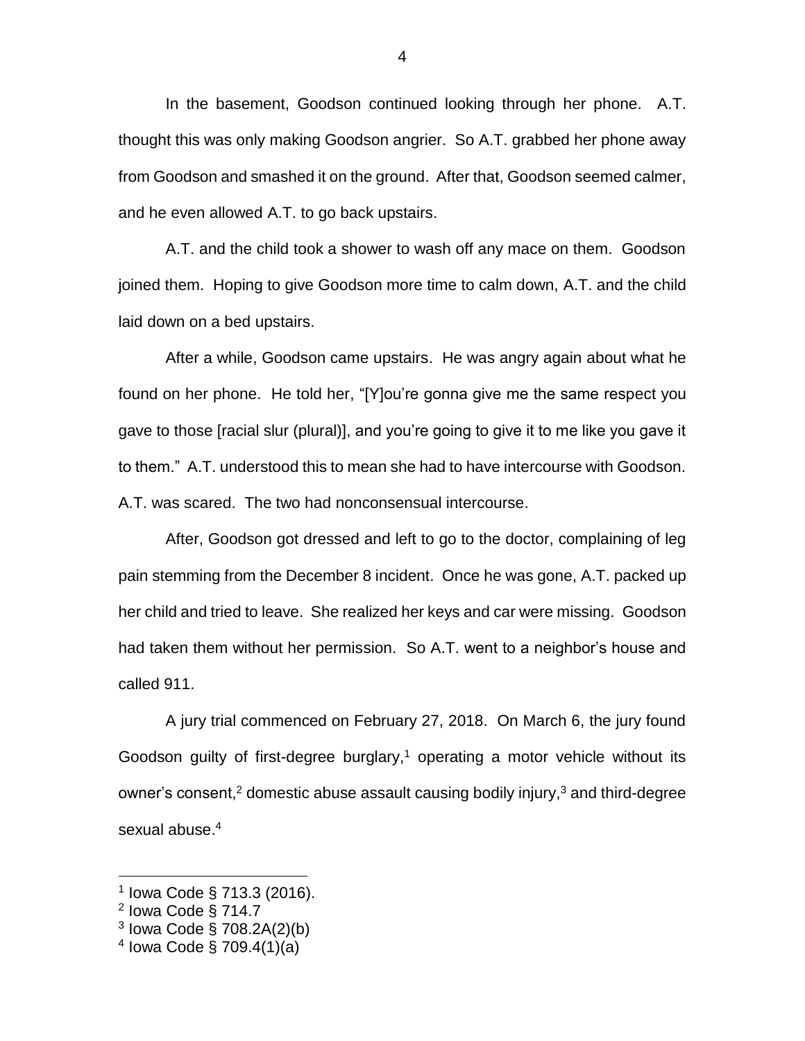In the basement, Goodson continued looking through her phone. A.T. thought this was only making Goodson angrier. So A.T. grabbed her phone away from Goodson and smashed it on the ground. After that, Goodson seemed calmer, and he even allowed A.T. to go back upstairs.

A.T. and the child took a shower to wash off any mace on them. Goodson joined them. Hoping to give Goodson more time to calm down, A.T. and the child laid down on a bed upstairs.

After a while, Goodson came upstairs. He was angry again about what he found on her phone. He told her, "[Y]ou're gonna give me the same respect you gave to those [racial slur (plural)], and you're going to give it to me like you gave it to them." A.T. understood this to mean she had to have intercourse with Goodson. A.T. was scared. The two had nonconsensual intercourse.

After, Goodson got dressed and left to go to the doctor, complaining of leg pain stemming from the December 8 incident. Once he was gone, A.T. packed up her child and tried to leave. She realized her keys and car were missing. Goodson had taken them without her permission. So A.T. went to a neighbor's house and called 911.

A jury trial commenced on February 27, 2018. On March 6, the jury found Goodson guilty of first-degree burglary,[1] operating a motor vehicle without its owner's consent,[2] domestic abuse assault causing bodily injury,[3] and third-degree sexual abuse.[4]

---

[1] Iowa Code § 713.3 (2016).
[2] Iowa Code § 714.7
[3] Iowa Code § 708.2A(2)(b)
[4] Iowa Code § 709.4(1)(a)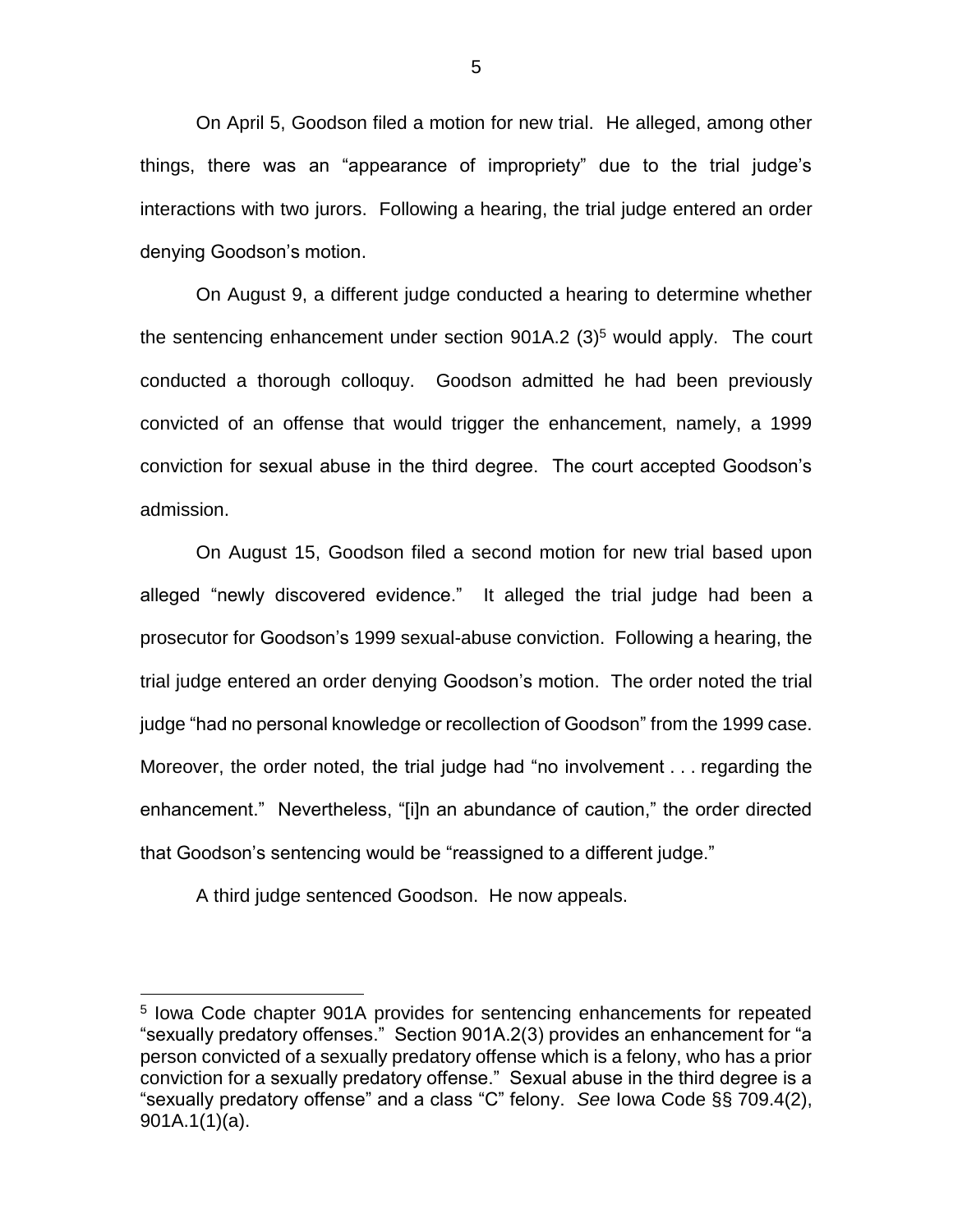On April 5, Goodson filed a motion for new trial. He alleged, among other things, there was an "appearance of impropriety" due to the trial judge's interactions with two jurors. Following a hearing, the trial judge entered an order denying Goodson's motion.

On August 9, a different judge conducted a hearing to determine whether the sentencing enhancement under section 901A.2 (3)[5] would apply. The court conducted a thorough colloquy. Goodson admitted he had been previously convicted of an offense that would trigger the enhancement, namely, a 1999 conviction for sexual abuse in the third degree. The court accepted Goodson's admission.

On August 15, Goodson filed a second motion for new trial based upon alleged "newly discovered evidence." It alleged the trial judge had been a prosecutor for Goodson's 1999 sexual-abuse conviction. Following a hearing, the trial judge entered an order denying Goodson's motion. The order noted the trial judge "had no personal knowledge or recollection of Goodson" from the 1999 case. Moreover, the order noted, the trial judge had "no involvement . . . regarding the enhancement." Nevertheless, "[i]n an abundance of caution," the order directed that Goodson's sentencing would be "reassigned to a different judge."

A third judge sentenced Goodson. He now appeals.

---

[5] Iowa Code chapter 901A provides for sentencing enhancements for repeated "sexually predatory offenses." Section 901A.2(3) provides an enhancement for "a person convicted of a sexually predatory offense which is a felony, who has a prior conviction for a sexually predatory offense." Sexual abuse in the third degree is a "sexually predatory offense" and a class "C" felony. *See* Iowa Code §§ 709.4(2), 901A.1(1)(a).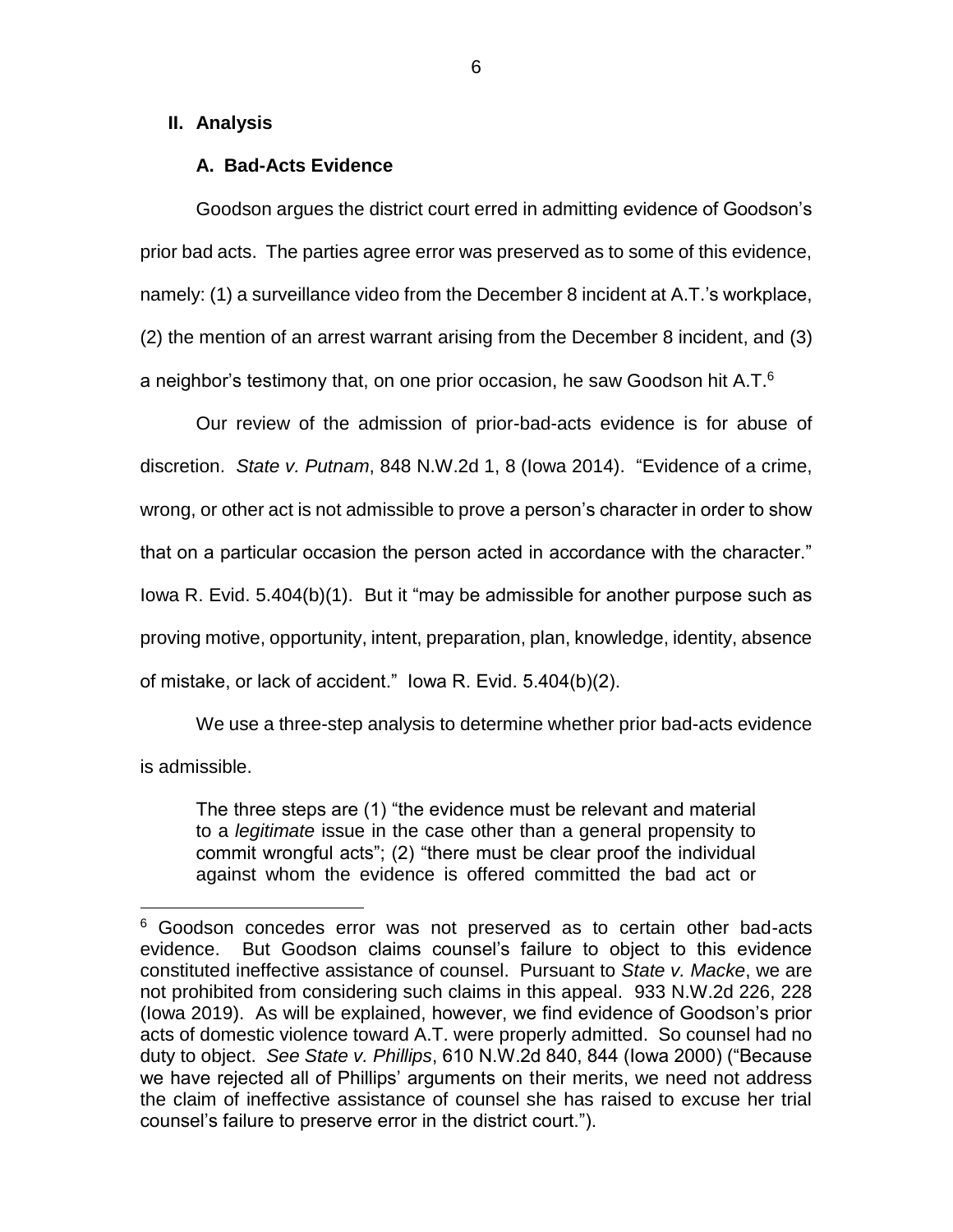## II. Analysis

### A. Bad-Acts Evidence

Goodson argues the district court erred in admitting evidence of Goodson's prior bad acts. The parties agree error was preserved as to some of this evidence, namely: (1) a surveillance video from the December 8 incident at A.T.'s workplace, (2) the mention of an arrest warrant arising from the December 8 incident, and (3) a neighbor's testimony that, on one prior occasion, he saw Goodson hit A.T.[6]

Our review of the admission of prior-bad-acts evidence is for abuse of discretion. *State v. Putnam*, 848 N.W.2d 1, 8 (Iowa 2014). "Evidence of a crime, wrong, or other act is not admissible to prove a person's character in order to show that on a particular occasion the person acted in accordance with the character." Iowa R. Evid. 5.404(b)(1). But it "may be admissible for another purpose such as proving motive, opportunity, intent, preparation, plan, knowledge, identity, absence of mistake, or lack of accident." Iowa R. Evid. 5.404(b)(2).

We use a three-step analysis to determine whether prior bad-acts evidence is admissible.

> The three steps are (1) "the evidence must be relevant and material to a *legitimate* issue in the case other than a general propensity to commit wrongful acts"; (2) "there must be clear proof the individual against whom the evidence is offered committed the bad act or

[6] Goodson concedes error was not preserved as to certain other bad-acts evidence. But Goodson claims counsel's failure to object to this evidence constituted ineffective assistance of counsel. Pursuant to *State v. Macke*, we are not prohibited from considering such claims in this appeal. 933 N.W.2d 226, 228 (Iowa 2019). As will be explained, however, we find evidence of Goodson's prior acts of domestic violence toward A.T. were properly admitted. So counsel had no duty to object. *See State v. Phillips*, 610 N.W.2d 840, 844 (Iowa 2000) ("Because we have rejected all of Phillips' arguments on their merits, we need not address the claim of ineffective assistance of counsel she has raised to excuse her trial counsel's failure to preserve error in the district court.").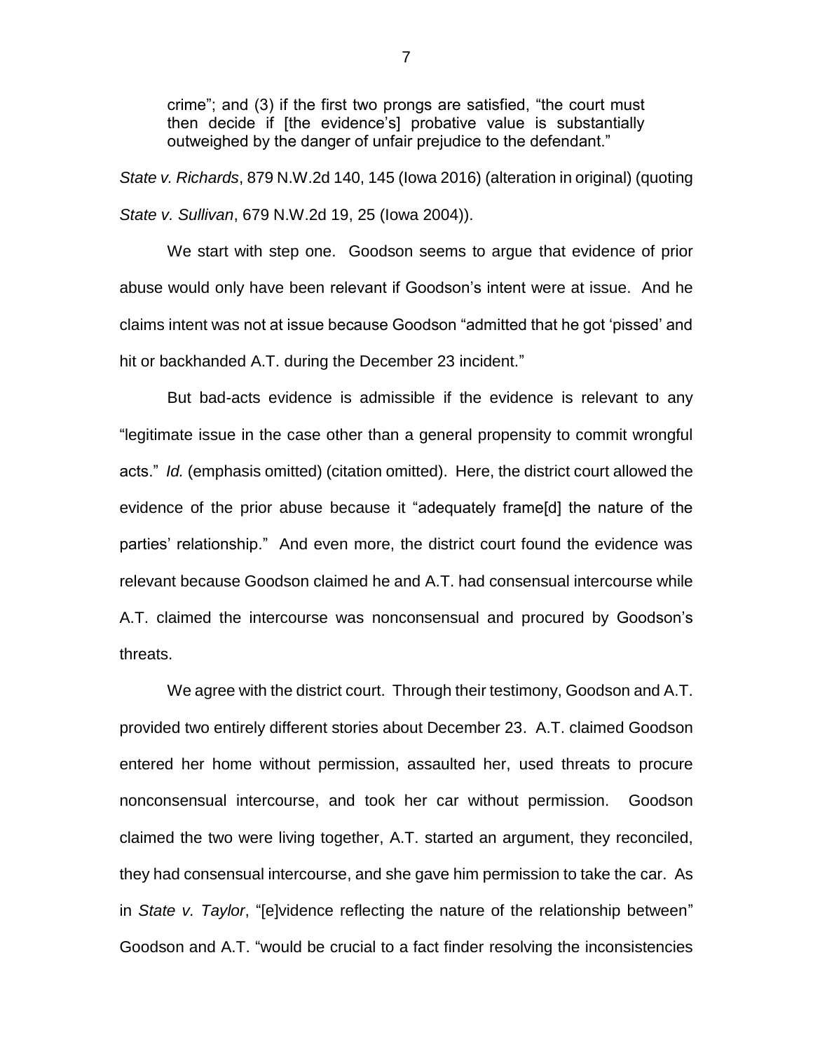> crime"; and (3) if the first two prongs are satisfied, "the court must then decide if [the evidence's] probative value is substantially outweighed by the danger of unfair prejudice to the defendant."

*State v. Richards*, 879 N.W.2d 140, 145 (Iowa 2016) (alteration in original) (quoting *State v. Sullivan*, 679 N.W.2d 19, 25 (Iowa 2004)).

We start with step one. Goodson seems to argue that evidence of prior abuse would only have been relevant if Goodson's intent were at issue. And he claims intent was not at issue because Goodson "admitted that he got 'pissed' and hit or backhanded A.T. during the December 23 incident."

But bad-acts evidence is admissible if the evidence is relevant to any "legitimate issue in the case other than a general propensity to commit wrongful acts." *Id.* (emphasis omitted) (citation omitted). Here, the district court allowed the evidence of the prior abuse because it "adequately frame[d] the nature of the parties' relationship." And even more, the district court found the evidence was relevant because Goodson claimed he and A.T. had consensual intercourse while A.T. claimed the intercourse was nonconsensual and procured by Goodson's threats.

We agree with the district court. Through their testimony, Goodson and A.T. provided two entirely different stories about December 23. A.T. claimed Goodson entered her home without permission, assaulted her, used threats to procure nonconsensual intercourse, and took her car without permission. Goodson claimed the two were living together, A.T. started an argument, they reconciled, they had consensual intercourse, and she gave him permission to take the car. As in *State v. Taylor*, "[e]vidence reflecting the nature of the relationship between" Goodson and A.T. "would be crucial to a fact finder resolving the inconsistencies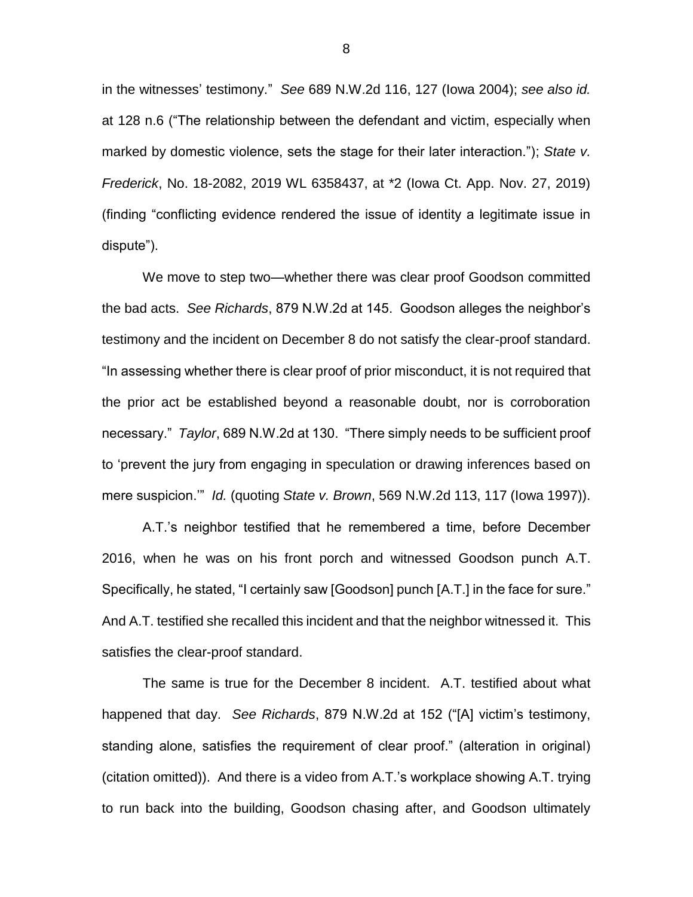in the witnesses' testimony." *See* 689 N.W.2d 116, 127 (Iowa 2004); *see also id.* at 128 n.6 ("The relationship between the defendant and victim, especially when marked by domestic violence, sets the stage for their later interaction."); *State v. Frederick*, No. 18-2082, 2019 WL 6358437, at *2 (Iowa Ct. App. Nov. 27, 2019) (finding "conflicting evidence rendered the issue of identity a legitimate issue in dispute").

We move to step two—whether there was clear proof Goodson committed the bad acts. *See Richards*, 879 N.W.2d at 145. Goodson alleges the neighbor's testimony and the incident on December 8 do not satisfy the clear-proof standard. "In assessing whether there is clear proof of prior misconduct, it is not required that the prior act be established beyond a reasonable doubt, nor is corroboration necessary." *Taylor*, 689 N.W.2d at 130. "There simply needs to be sufficient proof to 'prevent the jury from engaging in speculation or drawing inferences based on mere suspicion.'" *Id.* (quoting *State v. Brown*, 569 N.W.2d 113, 117 (Iowa 1997)).

A.T.'s neighbor testified that he remembered a time, before December 2016, when he was on his front porch and witnessed Goodson punch A.T. Specifically, he stated, "I certainly saw [Goodson] punch [A.T.] in the face for sure." And A.T. testified she recalled this incident and that the neighbor witnessed it. This satisfies the clear-proof standard.

The same is true for the December 8 incident. A.T. testified about what happened that day. *See Richards*, 879 N.W.2d at 152 ("[A] victim's testimony, standing alone, satisfies the requirement of clear proof." (alteration in original) (citation omitted)). And there is a video from A.T.'s workplace showing A.T. trying to run back into the building, Goodson chasing after, and Goodson ultimately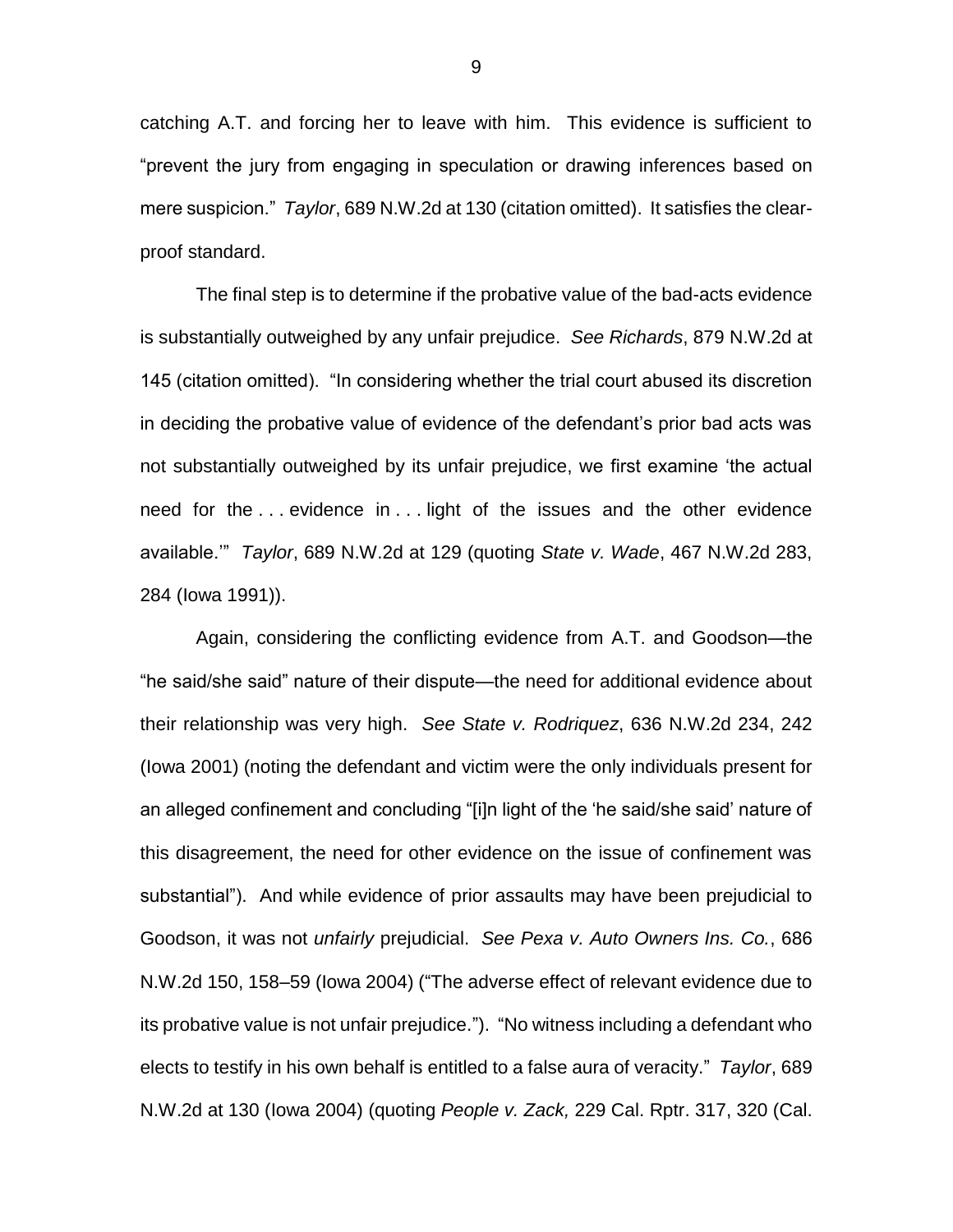catching A.T. and forcing her to leave with him. This evidence is sufficient to "prevent the jury from engaging in speculation or drawing inferences based on mere suspicion." *Taylor*, 689 N.W.2d at 130 (citation omitted). It satisfies the clear-proof standard.

The final step is to determine if the probative value of the bad-acts evidence is substantially outweighed by any unfair prejudice. *See Richards*, 879 N.W.2d at 145 (citation omitted). "In considering whether the trial court abused its discretion in deciding the probative value of evidence of the defendant's prior bad acts was not substantially outweighed by its unfair prejudice, we first examine 'the actual need for the . . . evidence in . . . light of the issues and the other evidence available.'" *Taylor*, 689 N.W.2d at 129 (quoting *State v. Wade*, 467 N.W.2d 283, 284 (Iowa 1991)).

Again, considering the conflicting evidence from A.T. and Goodson—the "he said/she said" nature of their dispute—the need for additional evidence about their relationship was very high. *See State v. Rodriquez*, 636 N.W.2d 234, 242 (Iowa 2001) (noting the defendant and victim were the only individuals present for an alleged confinement and concluding "[i]n light of the 'he said/she said' nature of this disagreement, the need for other evidence on the issue of confinement was substantial"). And while evidence of prior assaults may have been prejudicial to Goodson, it was not *unfairly* prejudicial. *See Pexa v. Auto Owners Ins. Co.*, 686 N.W.2d 150, 158–59 (Iowa 2004) ("The adverse effect of relevant evidence due to its probative value is not unfair prejudice."). "No witness including a defendant who elects to testify in his own behalf is entitled to a false aura of veracity." *Taylor*, 689 N.W.2d at 130 (Iowa 2004) (quoting *People v. Zack,* 229 Cal. Rptr. 317, 320 (Cal.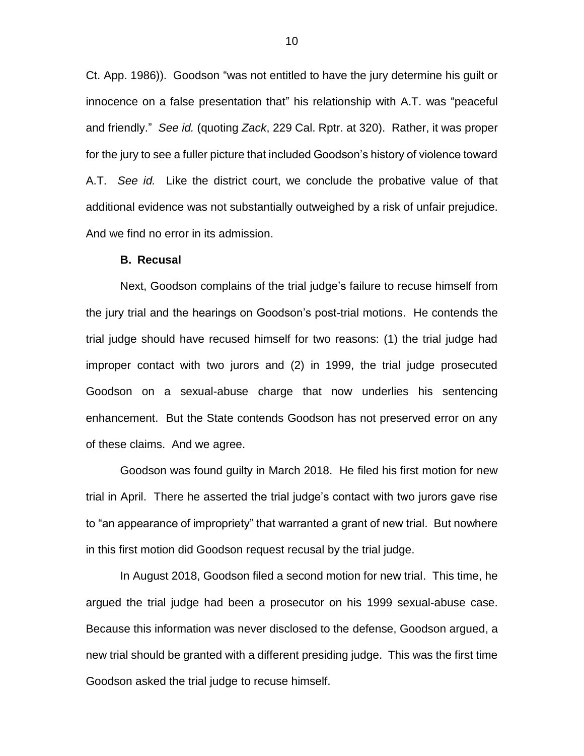Ct. App. 1986)). Goodson "was not entitled to have the jury determine his guilt or innocence on a false presentation that" his relationship with A.T. was "peaceful and friendly." *See id.* (quoting *Zack*, 229 Cal. Rptr. at 320). Rather, it was proper for the jury to see a fuller picture that included Goodson's history of violence toward A.T. *See id.* Like the district court, we conclude the probative value of that additional evidence was not substantially outweighed by a risk of unfair prejudice. And we find no error in its admission.

**B. Recusal**

Next, Goodson complains of the trial judge's failure to recuse himself from the jury trial and the hearings on Goodson's post-trial motions. He contends the trial judge should have recused himself for two reasons: (1) the trial judge had improper contact with two jurors and (2) in 1999, the trial judge prosecuted Goodson on a sexual-abuse charge that now underlies his sentencing enhancement. But the State contends Goodson has not preserved error on any of these claims. And we agree.

Goodson was found guilty in March 2018. He filed his first motion for new trial in April. There he asserted the trial judge's contact with two jurors gave rise to "an appearance of impropriety" that warranted a grant of new trial. But nowhere in this first motion did Goodson request recusal by the trial judge.

In August 2018, Goodson filed a second motion for new trial. This time, he argued the trial judge had been a prosecutor on his 1999 sexual-abuse case. Because this information was never disclosed to the defense, Goodson argued, a new trial should be granted with a different presiding judge. This was the first time Goodson asked the trial judge to recuse himself.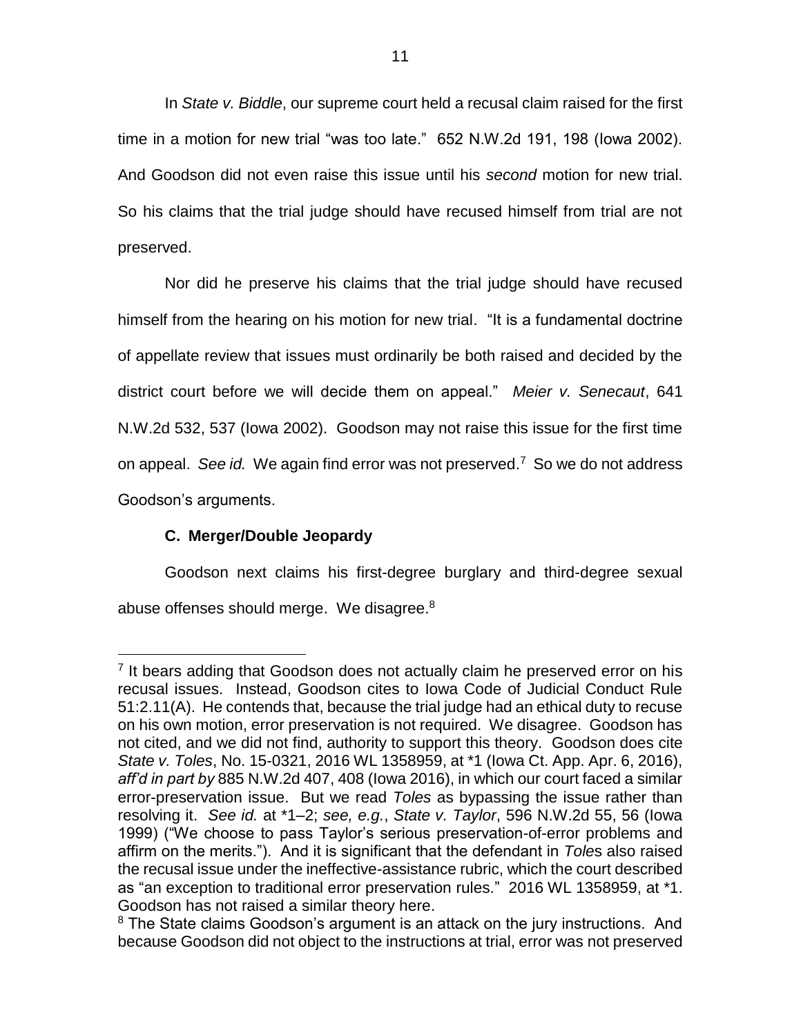In *State v. Biddle*, our supreme court held a recusal claim raised for the first time in a motion for new trial "was too late." 652 N.W.2d 191, 198 (Iowa 2002). And Goodson did not even raise this issue until his *second* motion for new trial. So his claims that the trial judge should have recused himself from trial are not preserved.

Nor did he preserve his claims that the trial judge should have recused himself from the hearing on his motion for new trial. "It is a fundamental doctrine of appellate review that issues must ordinarily be both raised and decided by the district court before we will decide them on appeal." *Meier v. Senecaut*, 641 N.W.2d 532, 537 (Iowa 2002). Goodson may not raise this issue for the first time on appeal. *See id.* We again find error was not preserved.[7] So we do not address Goodson's arguments.

### C. Merger/Double Jeopardy

Goodson next claims his first-degree burglary and third-degree sexual abuse offenses should merge. We disagree.[8]

---

[7] It bears adding that Goodson does not actually claim he preserved error on his recusal issues. Instead, Goodson cites to Iowa Code of Judicial Conduct Rule 51:2.11(A). He contends that, because the trial judge had an ethical duty to recuse on his own motion, error preservation is not required. We disagree. Goodson has not cited, and we did not find, authority to support this theory. Goodson does cite *State v. Toles*, No. 15-0321, 2016 WL 1358959, at *1 (Iowa Ct. App. Apr. 6, 2016), *aff'd in part by* 885 N.W.2d 407, 408 (Iowa 2016), in which our court faced a similar error-preservation issue. But we read *Toles* as bypassing the issue rather than resolving it. *See id.* at *1–2; *see, e.g.*, *State v. Taylor*, 596 N.W.2d 55, 56 (Iowa 1999) ("We choose to pass Taylor's serious preservation-of-error problems and affirm on the merits."). And it is significant that the defendant in *Toles* also raised the recusal issue under the ineffective-assistance rubric, which the court described as "an exception to traditional error preservation rules." 2016 WL 1358959, at *1. Goodson has not raised a similar theory here.

[8] The State claims Goodson's argument is an attack on the jury instructions. And because Goodson did not object to the instructions at trial, error was not preserved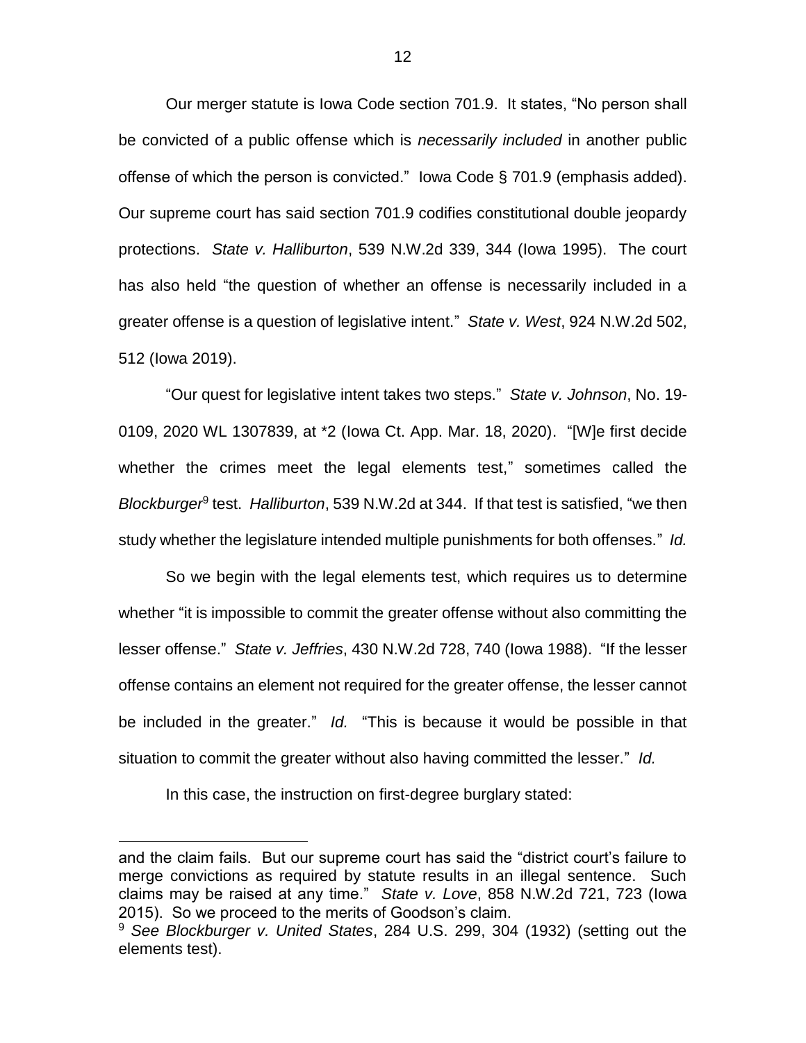Our merger statute is Iowa Code section 701.9. It states, "No person shall be convicted of a public offense which is *necessarily included* in another public offense of which the person is convicted." Iowa Code § 701.9 (emphasis added). Our supreme court has said section 701.9 codifies constitutional double jeopardy protections. *State v. Halliburton*, 539 N.W.2d 339, 344 (Iowa 1995). The court has also held "the question of whether an offense is necessarily included in a greater offense is a question of legislative intent." *State v. West*, 924 N.W.2d 502, 512 (Iowa 2019).

"Our quest for legislative intent takes two steps." *State v. Johnson*, No. 19-0109, 2020 WL 1307839, at *2 (Iowa Ct. App. Mar. 18, 2020). "[W]e first decide whether the crimes meet the legal elements test," sometimes called the *Blockburger*[9] test. *Halliburton*, 539 N.W.2d at 344. If that test is satisfied, "we then study whether the legislature intended multiple punishments for both offenses." *Id.*

So we begin with the legal elements test, which requires us to determine whether "it is impossible to commit the greater offense without also committing the lesser offense." *State v. Jeffries*, 430 N.W.2d 728, 740 (Iowa 1988). "If the lesser offense contains an element not required for the greater offense, the lesser cannot be included in the greater." *Id.* "This is because it would be possible in that situation to commit the greater without also having committed the lesser." *Id.*

In this case, the instruction on first-degree burglary stated:

---

and the claim fails. But our supreme court has said the "district court's failure to merge convictions as required by statute results in an illegal sentence. Such claims may be raised at any time." *State v. Love*, 858 N.W.2d 721, 723 (Iowa 2015). So we proceed to the merits of Goodson's claim.

[9] *See Blockburger v. United States*, 284 U.S. 299, 304 (1932) (setting out the elements test).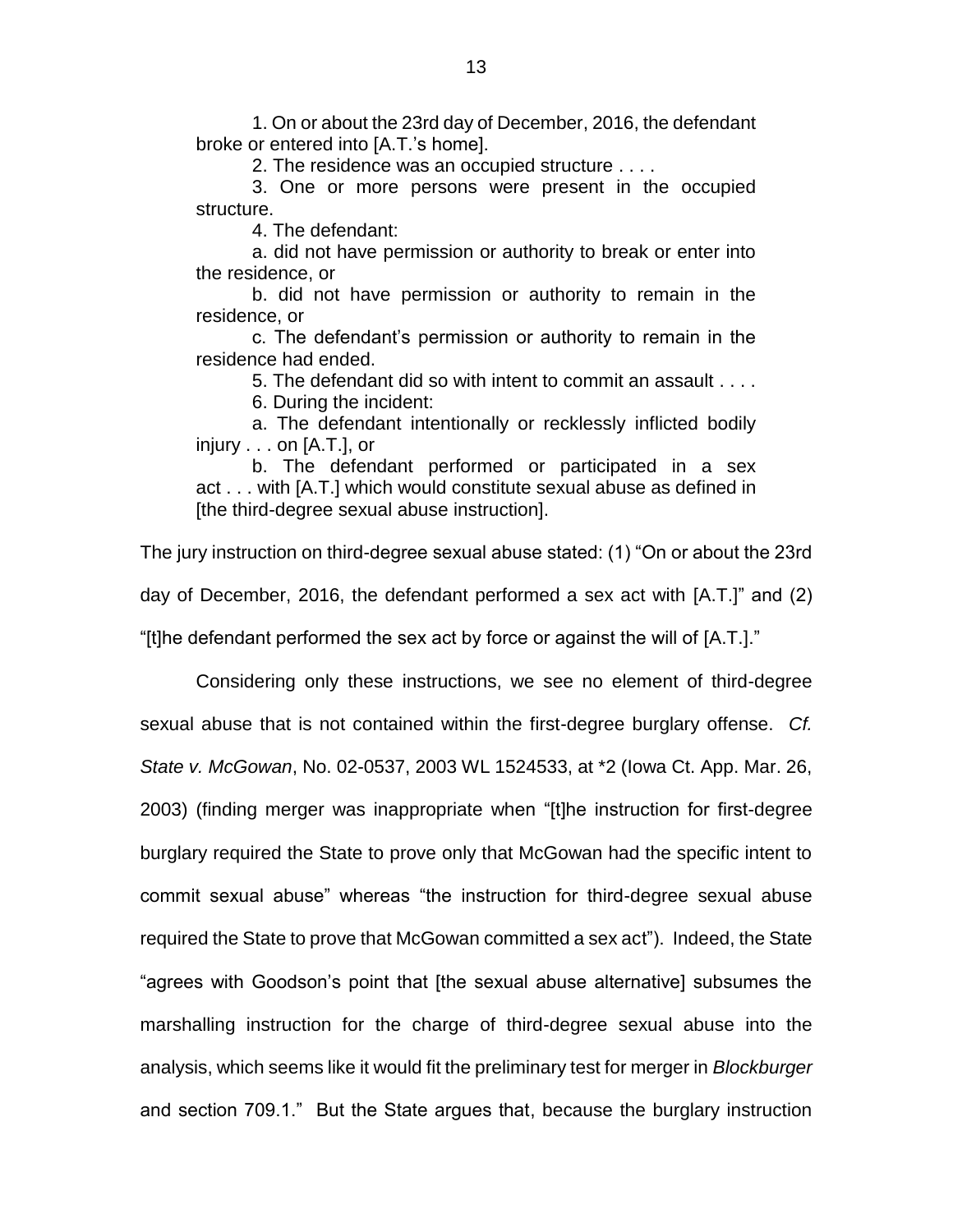1. On or about the 23rd day of December, 2016, the defendant broke or entered into [A.T.'s home].

2. The residence was an occupied structure . . . .

3. One or more persons were present in the occupied structure.

4. The defendant:

a. did not have permission or authority to break or enter into the residence, or

b. did not have permission or authority to remain in the residence, or

c. The defendant's permission or authority to remain in the residence had ended.

5. The defendant did so with intent to commit an assault . . . .

6. During the incident:

a. The defendant intentionally or recklessly inflicted bodily injury . . . on [A.T.], or

b. The defendant performed or participated in a sex act . . . with [A.T.] which would constitute sexual abuse as defined in [the third-degree sexual abuse instruction].

The jury instruction on third-degree sexual abuse stated: (1) "On or about the 23rd day of December, 2016, the defendant performed a sex act with [A.T.]" and (2) "[t]he defendant performed the sex act by force or against the will of [A.T.]."

Considering only these instructions, we see no element of third-degree sexual abuse that is not contained within the first-degree burglary offense. *Cf. State v. McGowan*, No. 02-0537, 2003 WL 1524533, at *2 (Iowa Ct. App. Mar. 26, 2003) (finding merger was inappropriate when "[t]he instruction for first-degree burglary required the State to prove only that McGowan had the specific intent to commit sexual abuse" whereas "the instruction for third-degree sexual abuse required the State to prove that McGowan committed a sex act"). Indeed, the State "agrees with Goodson's point that [the sexual abuse alternative] subsumes the marshalling instruction for the charge of third-degree sexual abuse into the analysis, which seems like it would fit the preliminary test for merger in *Blockburger* and section 709.1." But the State argues that, because the burglary instruction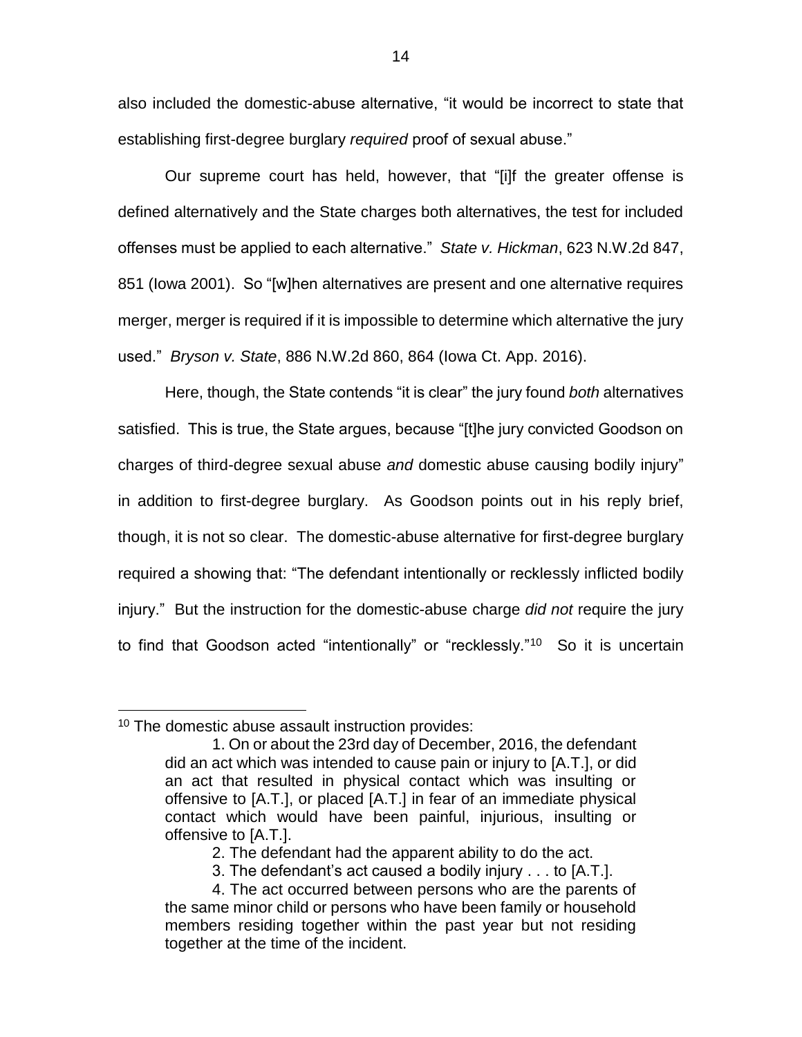also included the domestic-abuse alternative, "it would be incorrect to state that establishing first-degree burglary *required* proof of sexual abuse."

Our supreme court has held, however, that "[i]f the greater offense is defined alternatively and the State charges both alternatives, the test for included offenses must be applied to each alternative." *State v. Hickman*, 623 N.W.2d 847, 851 (Iowa 2001). So "[w]hen alternatives are present and one alternative requires merger, merger is required if it is impossible to determine which alternative the jury used." *Bryson v. State*, 886 N.W.2d 860, 864 (Iowa Ct. App. 2016).

Here, though, the State contends "it is clear" the jury found *both* alternatives satisfied. This is true, the State argues, because "[t]he jury convicted Goodson on charges of third-degree sexual abuse *and* domestic abuse causing bodily injury" in addition to first-degree burglary. As Goodson points out in his reply brief, though, it is not so clear. The domestic-abuse alternative for first-degree burglary required a showing that: "The defendant intentionally or recklessly inflicted bodily injury." But the instruction for the domestic-abuse charge *did not* require the jury to find that Goodson acted "intentionally" or "recklessly."[10] So it is uncertain

---

[10] The domestic abuse assault instruction provides:

> 1. On or about the 23rd day of December, 2016, the defendant did an act which was intended to cause pain or injury to [A.T.], or did an act that resulted in physical contact which was insulting or offensive to [A.T.], or placed [A.T.] in fear of an immediate physical contact which would have been painful, injurious, insulting or offensive to [A.T.].
>
> 2. The defendant had the apparent ability to do the act.
>
> 3. The defendant's act caused a bodily injury . . . to [A.T.].
>
> 4. The act occurred between persons who are the parents of the same minor child or persons who have been family or household members residing together within the past year but not residing together at the time of the incident.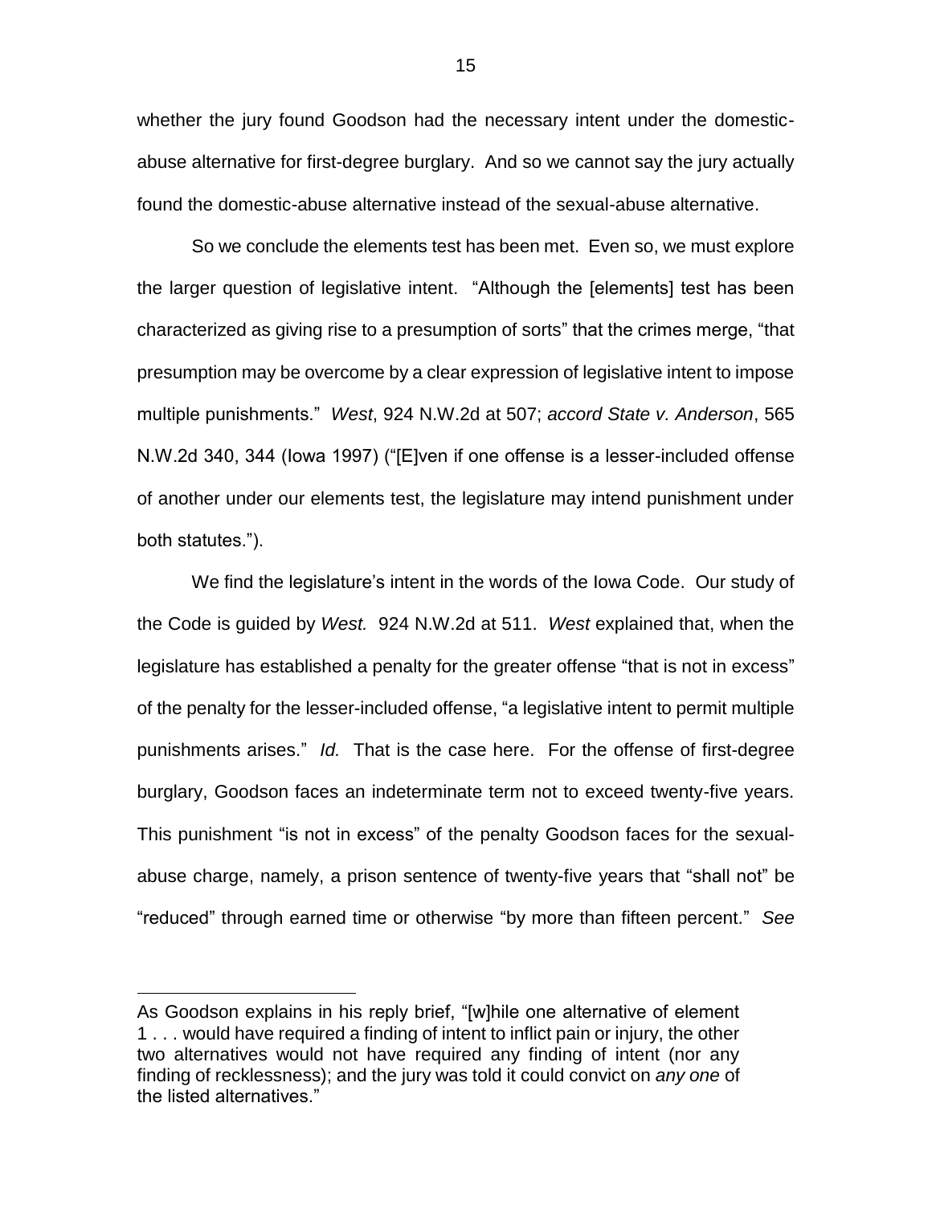whether the jury found Goodson had the necessary intent under the domestic-abuse alternative for first-degree burglary. And so we cannot say the jury actually found the domestic-abuse alternative instead of the sexual-abuse alternative.

So we conclude the elements test has been met. Even so, we must explore the larger question of legislative intent. "Although the [elements] test has been characterized as giving rise to a presumption of sorts" that the crimes merge, "that presumption may be overcome by a clear expression of legislative intent to impose multiple punishments." *West*, 924 N.W.2d at 507; *accord State v. Anderson*, 565 N.W.2d 340, 344 (Iowa 1997) ("[E]ven if one offense is a lesser-included offense of another under our elements test, the legislature may intend punishment under both statutes.").

We find the legislature's intent in the words of the Iowa Code. Our study of the Code is guided by *West.* 924 N.W.2d at 511. *West* explained that, when the legislature has established a penalty for the greater offense "that is not in excess" of the penalty for the lesser-included offense, "a legislative intent to permit multiple punishments arises." *Id.* That is the case here. For the offense of first-degree burglary, Goodson faces an indeterminate term not to exceed twenty-five years. This punishment "is not in excess" of the penalty Goodson faces for the sexual-abuse charge, namely, a prison sentence of twenty-five years that "shall not" be "reduced" through earned time or otherwise "by more than fifteen percent." *See*

---

As Goodson explains in his reply brief, "[w]hile one alternative of element 1 . . . would have required a finding of intent to inflict pain or injury, the other two alternatives would not have required any finding of intent (nor any finding of recklessness); and the jury was told it could convict on *any one* of the listed alternatives."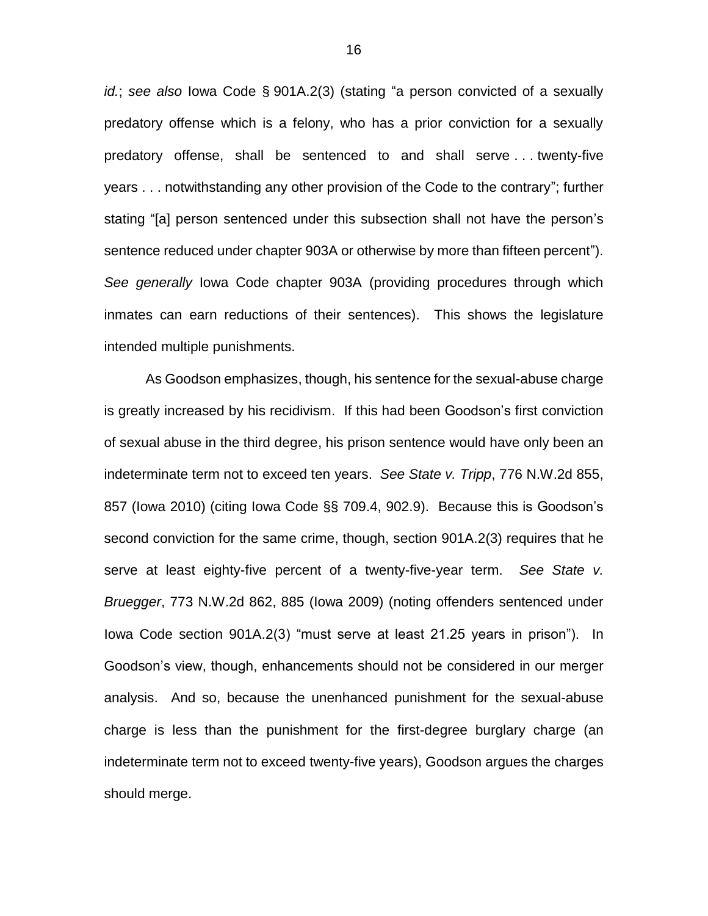*id.*; *see also* Iowa Code § 901A.2(3) (stating "a person convicted of a sexually predatory offense which is a felony, who has a prior conviction for a sexually predatory offense, shall be sentenced to and shall serve . . . twenty-five years . . . notwithstanding any other provision of the Code to the contrary"; further stating "[a] person sentenced under this subsection shall not have the person's sentence reduced under chapter 903A or otherwise by more than fifteen percent"). *See generally* Iowa Code chapter 903A (providing procedures through which inmates can earn reductions of their sentences). This shows the legislature intended multiple punishments.

As Goodson emphasizes, though, his sentence for the sexual-abuse charge is greatly increased by his recidivism. If this had been Goodson's first conviction of sexual abuse in the third degree, his prison sentence would have only been an indeterminate term not to exceed ten years. *See State v. Tripp*, 776 N.W.2d 855, 857 (Iowa 2010) (citing Iowa Code §§ 709.4, 902.9). Because this is Goodson's second conviction for the same crime, though, section 901A.2(3) requires that he serve at least eighty-five percent of a twenty-five-year term. *See State v. Bruegger*, 773 N.W.2d 862, 885 (Iowa 2009) (noting offenders sentenced under Iowa Code section 901A.2(3) "must serve at least 21.25 years in prison"). In Goodson's view, though, enhancements should not be considered in our merger analysis. And so, because the unenhanced punishment for the sexual-abuse charge is less than the punishment for the first-degree burglary charge (an indeterminate term not to exceed twenty-five years), Goodson argues the charges should merge.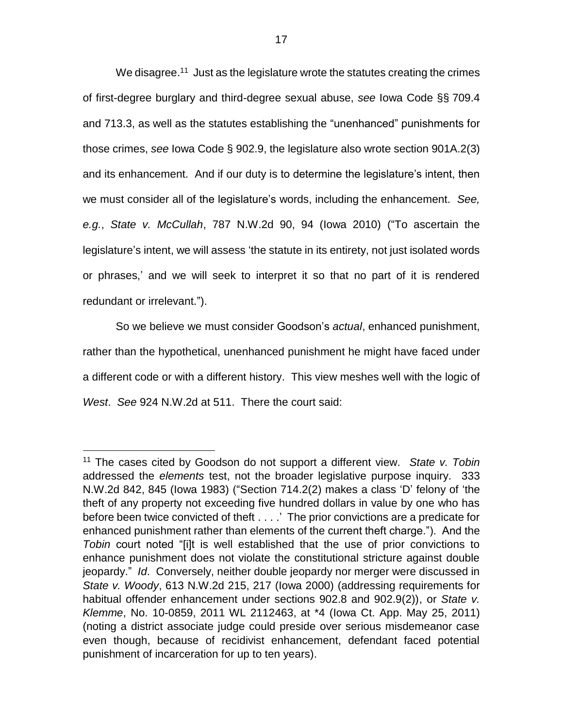We disagree.[11] Just as the legislature wrote the statutes creating the crimes of first-degree burglary and third-degree sexual abuse, *see* Iowa Code §§ 709.4 and 713.3, as well as the statutes establishing the "unenhanced" punishments for those crimes, *see* Iowa Code § 902.9, the legislature also wrote section 901A.2(3) and its enhancement. And if our duty is to determine the legislature's intent, then we must consider all of the legislature's words, including the enhancement. *See, e.g.*, *State v. McCullah*, 787 N.W.2d 90, 94 (Iowa 2010) ("To ascertain the legislature's intent, we will assess 'the statute in its entirety, not just isolated words or phrases,' and we will seek to interpret it so that no part of it is rendered redundant or irrelevant.").

So we believe we must consider Goodson's *actual*, enhanced punishment, rather than the hypothetical, unenhanced punishment he might have faced under a different code or with a different history. This view meshes well with the logic of *West*. *See* 924 N.W.2d at 511. There the court said:

[11] The cases cited by Goodson do not support a different view. *State v. Tobin* addressed the *elements* test, not the broader legislative purpose inquiry. 333 N.W.2d 842, 845 (Iowa 1983) ("Section 714.2(2) makes a class 'D' felony of 'the theft of any property not exceeding five hundred dollars in value by one who has before been twice convicted of theft . . . .' The prior convictions are a predicate for enhanced punishment rather than elements of the current theft charge."). And the *Tobin* court noted "[i]t is well established that the use of prior convictions to enhance punishment does not violate the constitutional stricture against double jeopardy." *Id*. Conversely, neither double jeopardy nor merger were discussed in *State v. Woody*, 613 N.W.2d 215, 217 (Iowa 2000) (addressing requirements for habitual offender enhancement under sections 902.8 and 902.9(2)), or *State v. Klemme*, No. 10-0859, 2011 WL 2112463, at *4 (Iowa Ct. App. May 25, 2011) (noting a district associate judge could preside over serious misdemeanor case even though, because of recidivist enhancement, defendant faced potential punishment of incarceration for up to ten years).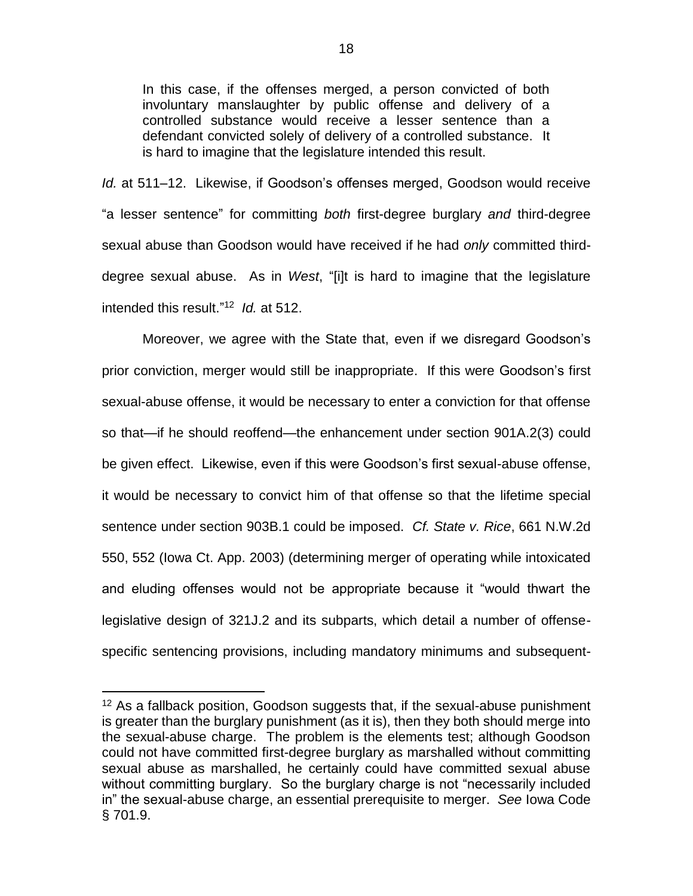> In this case, if the offenses merged, a person convicted of both involuntary manslaughter by public offense and delivery of a controlled substance would receive a lesser sentence than a defendant convicted solely of delivery of a controlled substance. It is hard to imagine that the legislature intended this result.

*Id.* at 511–12. Likewise, if Goodson's offenses merged, Goodson would receive "a lesser sentence" for committing *both* first-degree burglary *and* third-degree sexual abuse than Goodson would have received if he had *only* committed third-degree sexual abuse. As in *West*, "[i]t is hard to imagine that the legislature intended this result."[12] *Id.* at 512.

Moreover, we agree with the State that, even if we disregard Goodson's prior conviction, merger would still be inappropriate. If this were Goodson's first sexual-abuse offense, it would be necessary to enter a conviction for that offense so that—if he should reoffend—the enhancement under section 901A.2(3) could be given effect. Likewise, even if this were Goodson's first sexual-abuse offense, it would be necessary to convict him of that offense so that the lifetime special sentence under section 903B.1 could be imposed. *Cf. State v. Rice*, 661 N.W.2d 550, 552 (Iowa Ct. App. 2003) (determining merger of operating while intoxicated and eluding offenses would not be appropriate because it "would thwart the legislative design of 321J.2 and its subparts, which detail a number of offense-specific sentencing provisions, including mandatory minimums and subsequent-

---

[12] As a fallback position, Goodson suggests that, if the sexual-abuse punishment is greater than the burglary punishment (as it is), then they both should merge into the sexual-abuse charge. The problem is the elements test; although Goodson could not have committed first-degree burglary as marshalled without committing sexual abuse as marshalled, he certainly could have committed sexual abuse without committing burglary. So the burglary charge is not "necessarily included in" the sexual-abuse charge, an essential prerequisite to merger. *See* Iowa Code § 701.9.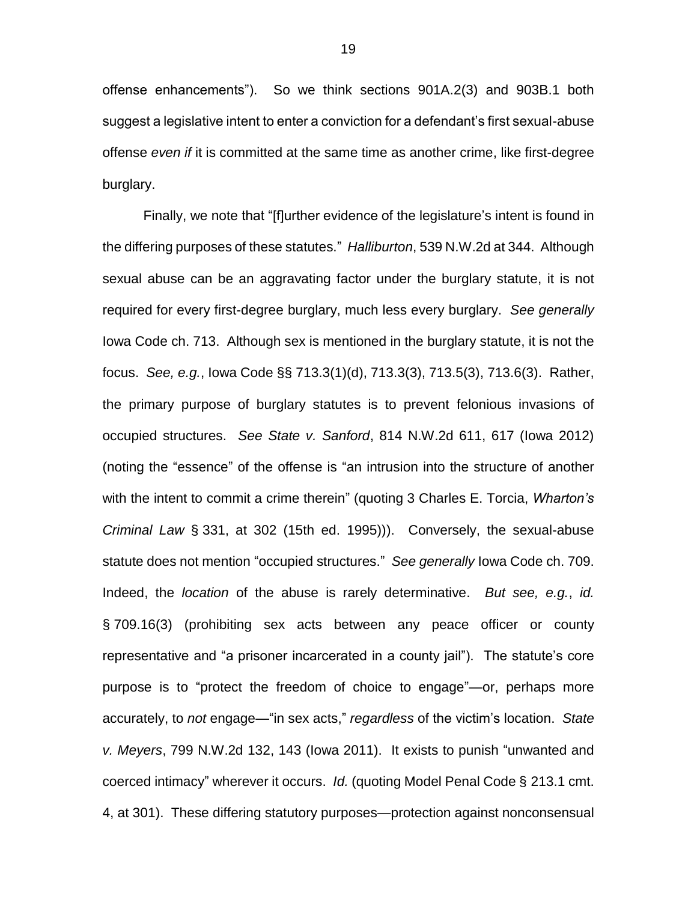offense enhancements"). So we think sections 901A.2(3) and 903B.1 both suggest a legislative intent to enter a conviction for a defendant's first sexual-abuse offense *even if* it is committed at the same time as another crime, like first-degree burglary.

Finally, we note that "[f]urther evidence of the legislature's intent is found in the differing purposes of these statutes." *Halliburton*, 539 N.W.2d at 344. Although sexual abuse can be an aggravating factor under the burglary statute, it is not required for every first-degree burglary, much less every burglary. *See generally* Iowa Code ch. 713. Although sex is mentioned in the burglary statute, it is not the focus. *See, e.g.*, Iowa Code §§ 713.3(1)(d), 713.3(3), 713.5(3), 713.6(3). Rather, the primary purpose of burglary statutes is to prevent felonious invasions of occupied structures. *See State v. Sanford*, 814 N.W.2d 611, 617 (Iowa 2012) (noting the "essence" of the offense is "an intrusion into the structure of another with the intent to commit a crime therein" (quoting 3 Charles E. Torcia, *Wharton's Criminal Law* § 331, at 302 (15th ed. 1995))). Conversely, the sexual-abuse statute does not mention "occupied structures." *See generally* Iowa Code ch. 709. Indeed, the *location* of the abuse is rarely determinative. *But see, e.g.*, *id.* § 709.16(3) (prohibiting sex acts between any peace officer or county representative and "a prisoner incarcerated in a county jail"). The statute's core purpose is to "protect the freedom of choice to engage"—or, perhaps more accurately, to *not* engage—"in sex acts," *regardless* of the victim's location. *State v. Meyers*, 799 N.W.2d 132, 143 (Iowa 2011). It exists to punish "unwanted and coerced intimacy" wherever it occurs. *Id.* (quoting Model Penal Code § 213.1 cmt. 4, at 301). These differing statutory purposes—protection against nonconsensual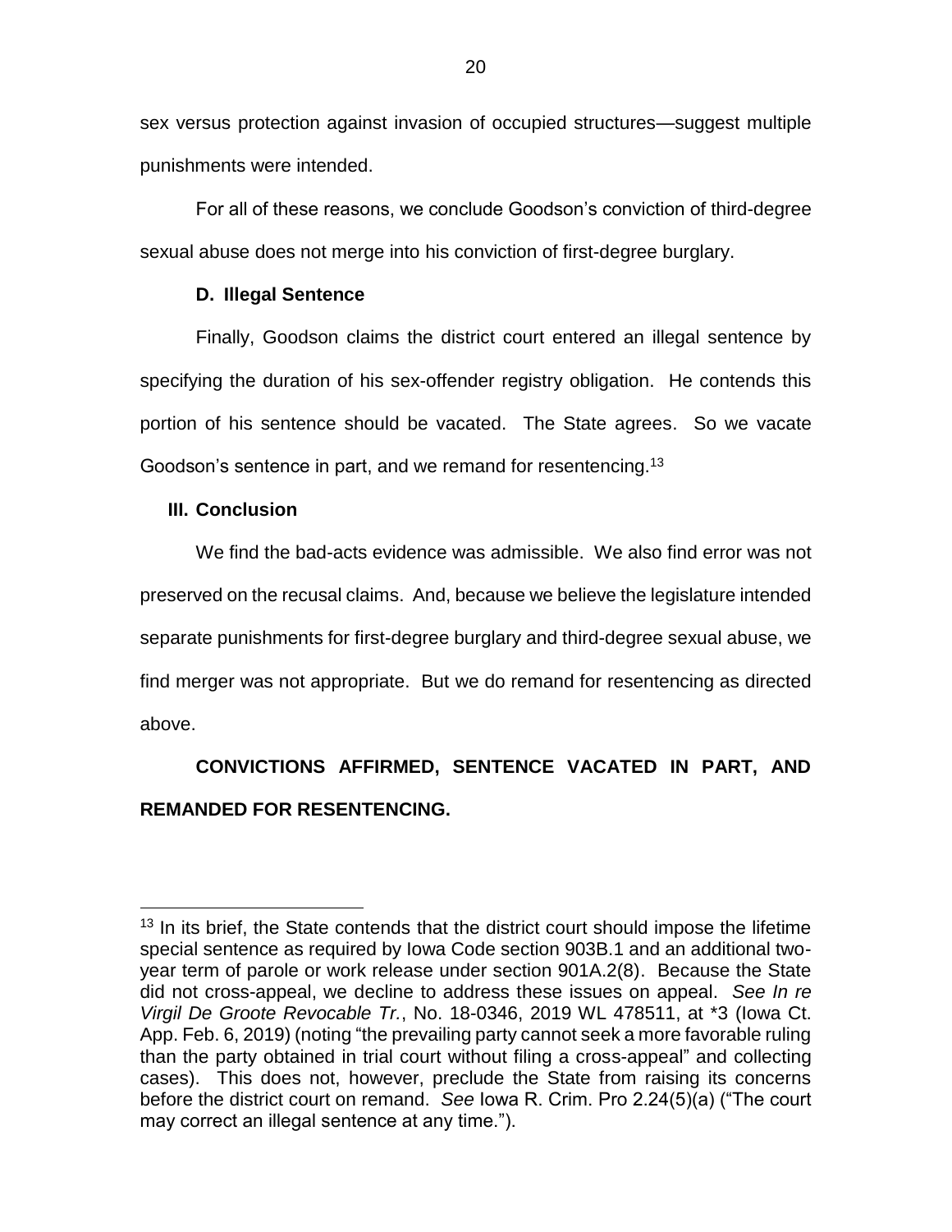sex versus protection against invasion of occupied structures—suggest multiple punishments were intended.

For all of these reasons, we conclude Goodson's conviction of third-degree sexual abuse does not merge into his conviction of first-degree burglary.

### D. Illegal Sentence

Finally, Goodson claims the district court entered an illegal sentence by specifying the duration of his sex-offender registry obligation. He contends this portion of his sentence should be vacated. The State agrees. So we vacate Goodson's sentence in part, and we remand for resentencing.[13]

## III. Conclusion

We find the bad-acts evidence was admissible. We also find error was not preserved on the recusal claims. And, because we believe the legislature intended separate punishments for first-degree burglary and third-degree sexual abuse, we find merger was not appropriate. But we do remand for resentencing as directed above.

**CONVICTIONS AFFIRMED, SENTENCE VACATED IN PART, AND REMANDED FOR RESENTENCING.**

---

[13] In its brief, the State contends that the district court should impose the lifetime special sentence as required by Iowa Code section 903B.1 and an additional two-year term of parole or work release under section 901A.2(8). Because the State did not cross-appeal, we decline to address these issues on appeal. *See In re Virgil De Groote Revocable Tr.*, No. 18-0346, 2019 WL 478511, at *3 (Iowa Ct. App. Feb. 6, 2019) (noting "the prevailing party cannot seek a more favorable ruling than the party obtained in trial court without filing a cross-appeal" and collecting cases). This does not, however, preclude the State from raising its concerns before the district court on remand. *See* Iowa R. Crim. Pro 2.24(5)(a) ("The court may correct an illegal sentence at any time.").